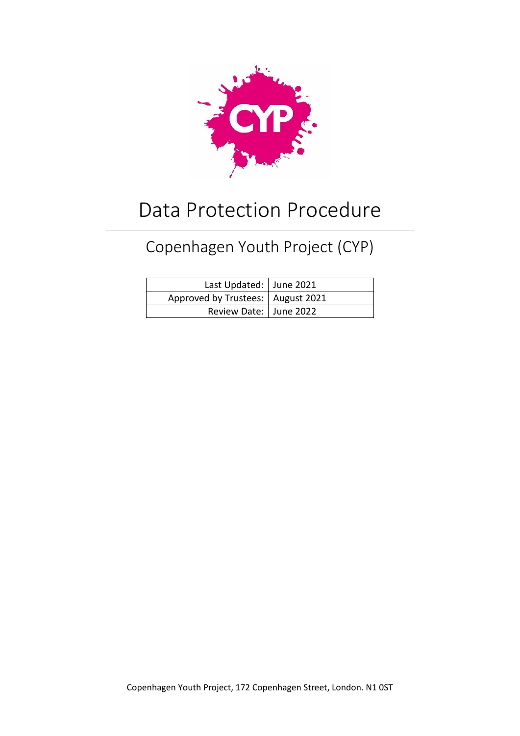# Data Protection Procedure

## Copenhagen Youth Project (CYP)

| | |
|---|---|
| Last Updated: | June 2021 |
| Approved by Trustees: | August 2021 |
| Review Date: | June 2022 |

Copenhagen Youth Project, 172 Copenhagen Street, London. N1 0ST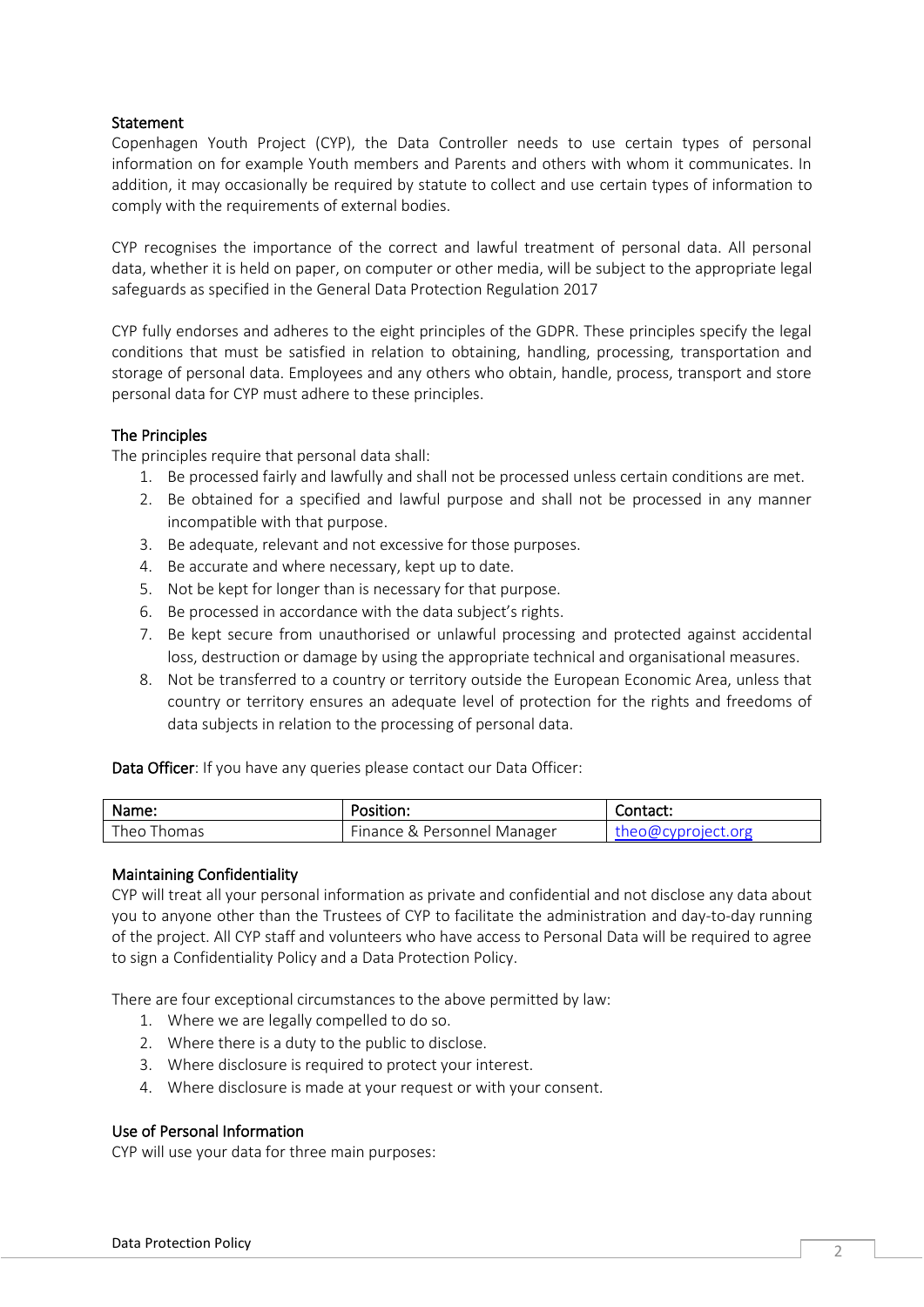## Statement

Copenhagen Youth Project (CYP), the Data Controller needs to use certain types of personal information on for example Youth members and Parents and others with whom it communicates. In addition, it may occasionally be required by statute to collect and use certain types of information to comply with the requirements of external bodies.

CYP recognises the importance of the correct and lawful treatment of personal data. All personal data, whether it is held on paper, on computer or other media, will be subject to the appropriate legal safeguards as specified in the General Data Protection Regulation 2017

CYP fully endorses and adheres to the eight principles of the GDPR. These principles specify the legal conditions that must be satisfied in relation to obtaining, handling, processing, transportation and storage of personal data. Employees and any others who obtain, handle, process, transport and store personal data for CYP must adhere to these principles.

## The Principles

The principles require that personal data shall:

1. Be processed fairly and lawfully and shall not be processed unless certain conditions are met.
2. Be obtained for a specified and lawful purpose and shall not be processed in any manner incompatible with that purpose.
3. Be adequate, relevant and not excessive for those purposes.
4. Be accurate and where necessary, kept up to date.
5. Not be kept for longer than is necessary for that purpose.
6. Be processed in accordance with the data subject's rights.
7. Be kept secure from unauthorised or unlawful processing and protected against accidental loss, destruction or damage by using the appropriate technical and organisational measures.
8. Not be transferred to a country or territory outside the European Economic Area, unless that country or territory ensures an adequate level of protection for the rights and freedoms of data subjects in relation to the processing of personal data.

**Data Officer**: If you have any queries please contact our Data Officer:

| Name: | Position: | Contact: |
|---|---|---|
| Theo Thomas | Finance & Personnel Manager | theo@cyproject.org |

## Maintaining Confidentiality

CYP will treat all your personal information as private and confidential and not disclose any data about you to anyone other than the Trustees of CYP to facilitate the administration and day-to-day running of the project. All CYP staff and volunteers who have access to Personal Data will be required to agree to sign a Confidentiality Policy and a Data Protection Policy.

There are four exceptional circumstances to the above permitted by law:

1. Where we are legally compelled to do so.
2. Where there is a duty to the public to disclose.
3. Where disclosure is required to protect your interest.
4. Where disclosure is made at your request or with your consent.

## Use of Personal Information

CYP will use your data for three main purposes: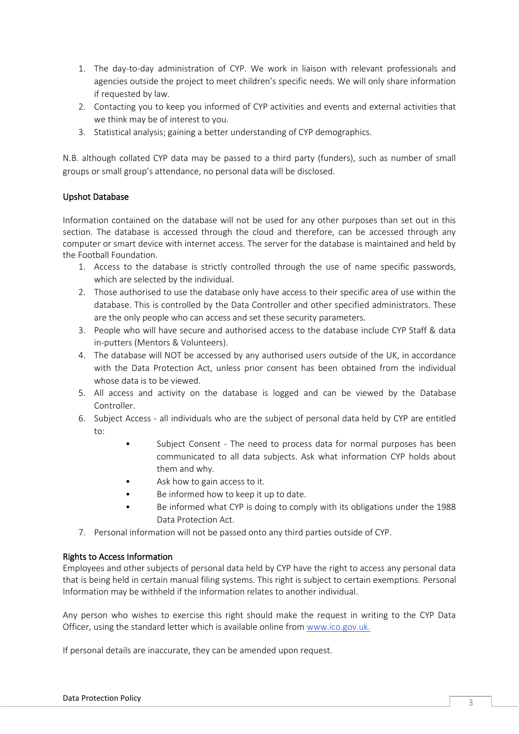1. The day-to-day administration of CYP. We work in liaison with relevant professionals and agencies outside the project to meet children's specific needs. We will only share information if requested by law.
2. Contacting you to keep you informed of CYP activities and events and external activities that we think may be of interest to you.
3. Statistical analysis; gaining a better understanding of CYP demographics.

N.B. although collated CYP data may be passed to a third party (funders), such as number of small groups or small group's attendance, no personal data will be disclosed.

### Upshot Database

Information contained on the database will not be used for any other purposes than set out in this section. The database is accessed through the cloud and therefore, can be accessed through any computer or smart device with internet access. The server for the database is maintained and held by the Football Foundation.

1. Access to the database is strictly controlled through the use of name specific passwords, which are selected by the individual.
2. Those authorised to use the database only have access to their specific area of use within the database. This is controlled by the Data Controller and other specified administrators. These are the only people who can access and set these security parameters.
3. People who will have secure and authorised access to the database include CYP Staff & data in-putters (Mentors & Volunteers).
4. The database will NOT be accessed by any authorised users outside of the UK, in accordance with the Data Protection Act, unless prior consent has been obtained from the individual whose data is to be viewed.
5. All access and activity on the database is logged and can be viewed by the Database Controller.
6. Subject Access - all individuals who are the subject of personal data held by CYP are entitled to:
    - Subject Consent - The need to process data for normal purposes has been communicated to all data subjects. Ask what information CYP holds about them and why.
    - Ask how to gain access to it.
    - Be informed how to keep it up to date.
    - Be informed what CYP is doing to comply with its obligations under the 1988 Data Protection Act.
7. Personal information will not be passed onto any third parties outside of CYP.

### Rights to Access Information

Employees and other subjects of personal data held by CYP have the right to access any personal data that is being held in certain manual filing systems. This right is subject to certain exemptions. Personal Information may be withheld if the information relates to another individual.

Any person who wishes to exercise this right should make the request in writing to the CYP Data Officer, using the standard letter which is available online from www.ico.gov.uk.

If personal details are inaccurate, they can be amended upon request.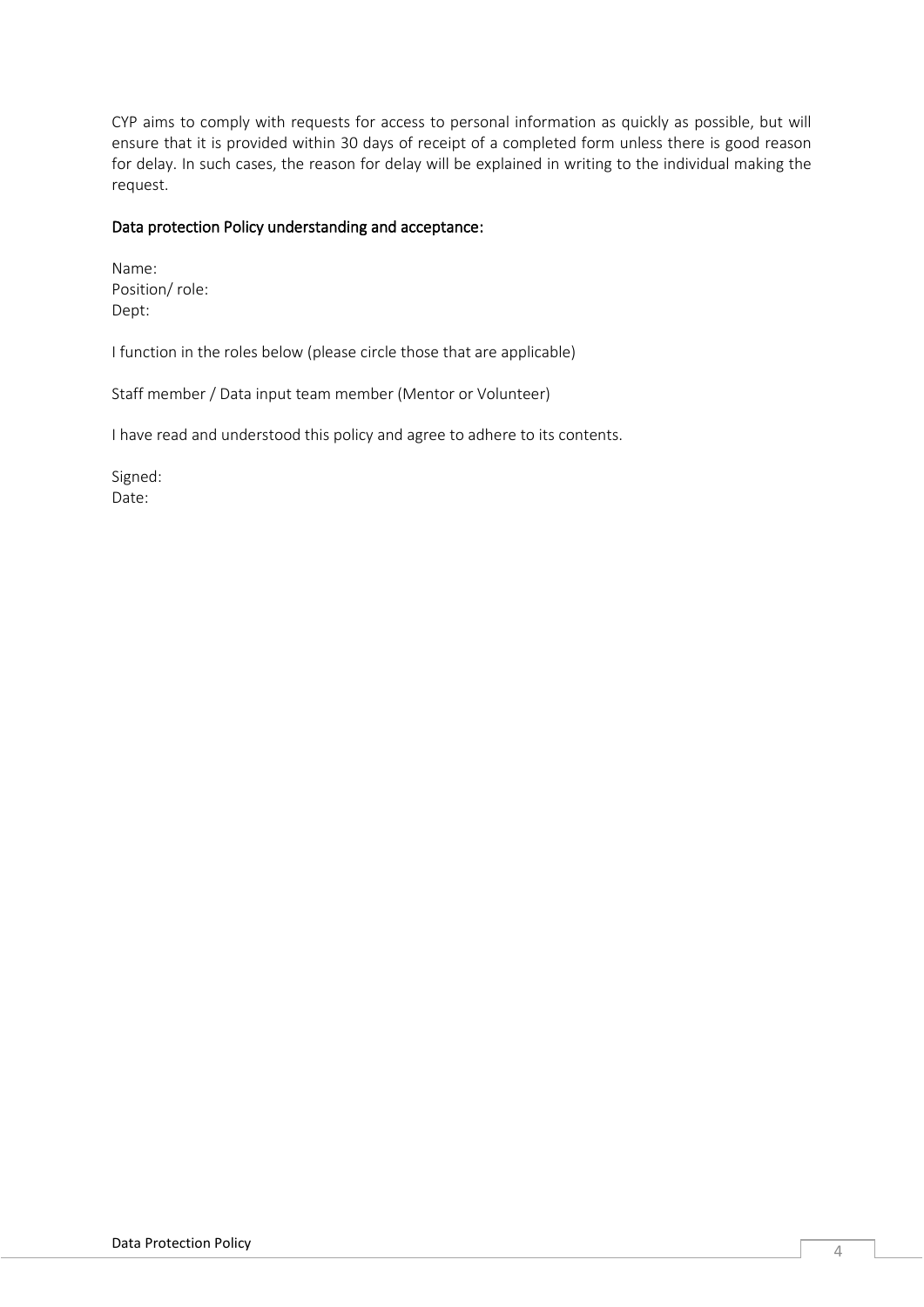CYP aims to comply with requests for access to personal information as quickly as possible, but will ensure that it is provided within 30 days of receipt of a completed form unless there is good reason for delay. In such cases, the reason for delay will be explained in writing to the individual making the request.

## Data protection Policy understanding and acceptance:

Name:
Position/ role:
Dept:

I function in the roles below (please circle those that are applicable)

Staff member / Data input team member (Mentor or Volunteer)

I have read and understood this policy and agree to adhere to its contents.

Signed:
Date: